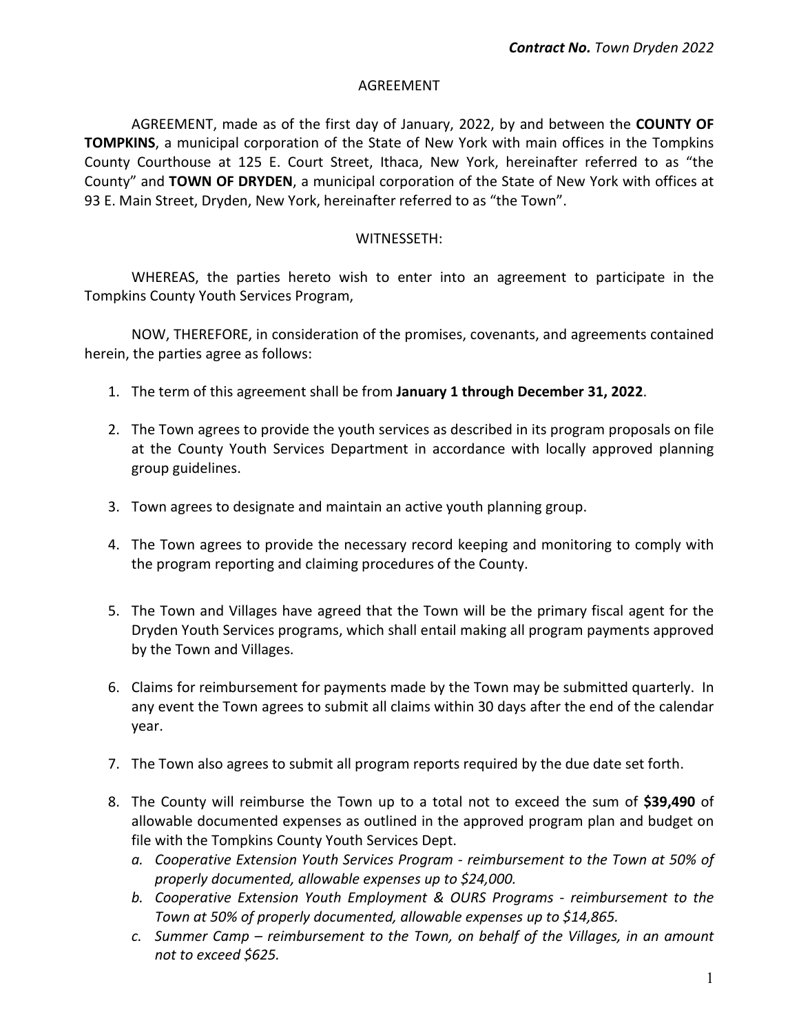***Contract No.*** *Town Dryden 2022*

AGREEMENT

AGREEMENT, made as of the first day of January, 2022, by and between the **COUNTY OF TOMPKINS**, a municipal corporation of the State of New York with main offices in the Tompkins County Courthouse at 125 E. Court Street, Ithaca, New York, hereinafter referred to as "the County" and **TOWN OF DRYDEN**, a municipal corporation of the State of New York with offices at 93 E. Main Street, Dryden, New York, hereinafter referred to as "the Town".

WITNESSETH:

WHEREAS, the parties hereto wish to enter into an agreement to participate in the Tompkins County Youth Services Program,

NOW, THEREFORE, in consideration of the promises, covenants, and agreements contained herein, the parties agree as follows:

1. The term of this agreement shall be from **January 1 through December 31, 2022**.
2. The Town agrees to provide the youth services as described in its program proposals on file at the County Youth Services Department in accordance with locally approved planning group guidelines.
3. Town agrees to designate and maintain an active youth planning group.
4. The Town agrees to provide the necessary record keeping and monitoring to comply with the program reporting and claiming procedures of the County.
5. The Town and Villages have agreed that the Town will be the primary fiscal agent for the Dryden Youth Services programs, which shall entail making all program payments approved by the Town and Villages.
6. Claims for reimbursement for payments made by the Town may be submitted quarterly. In any event the Town agrees to submit all claims within 30 days after the end of the calendar year.
7. The Town also agrees to submit all program reports required by the due date set forth.
8. The County will reimburse the Town up to a total not to exceed the sum of **$39,490** of allowable documented expenses as outlined in the approved program plan and budget on file with the Tompkins County Youth Services Dept.
   a. *Cooperative Extension Youth Services Program - reimbursement to the Town at 50% of properly documented, allowable expenses up to $24,000.*
   b. *Cooperative Extension Youth Employment & OURS Programs - reimbursement to the Town at 50% of properly documented, allowable expenses up to $14,865.*
   c. *Summer Camp – reimbursement to the Town, on behalf of the Villages, in an amount not to exceed $625.*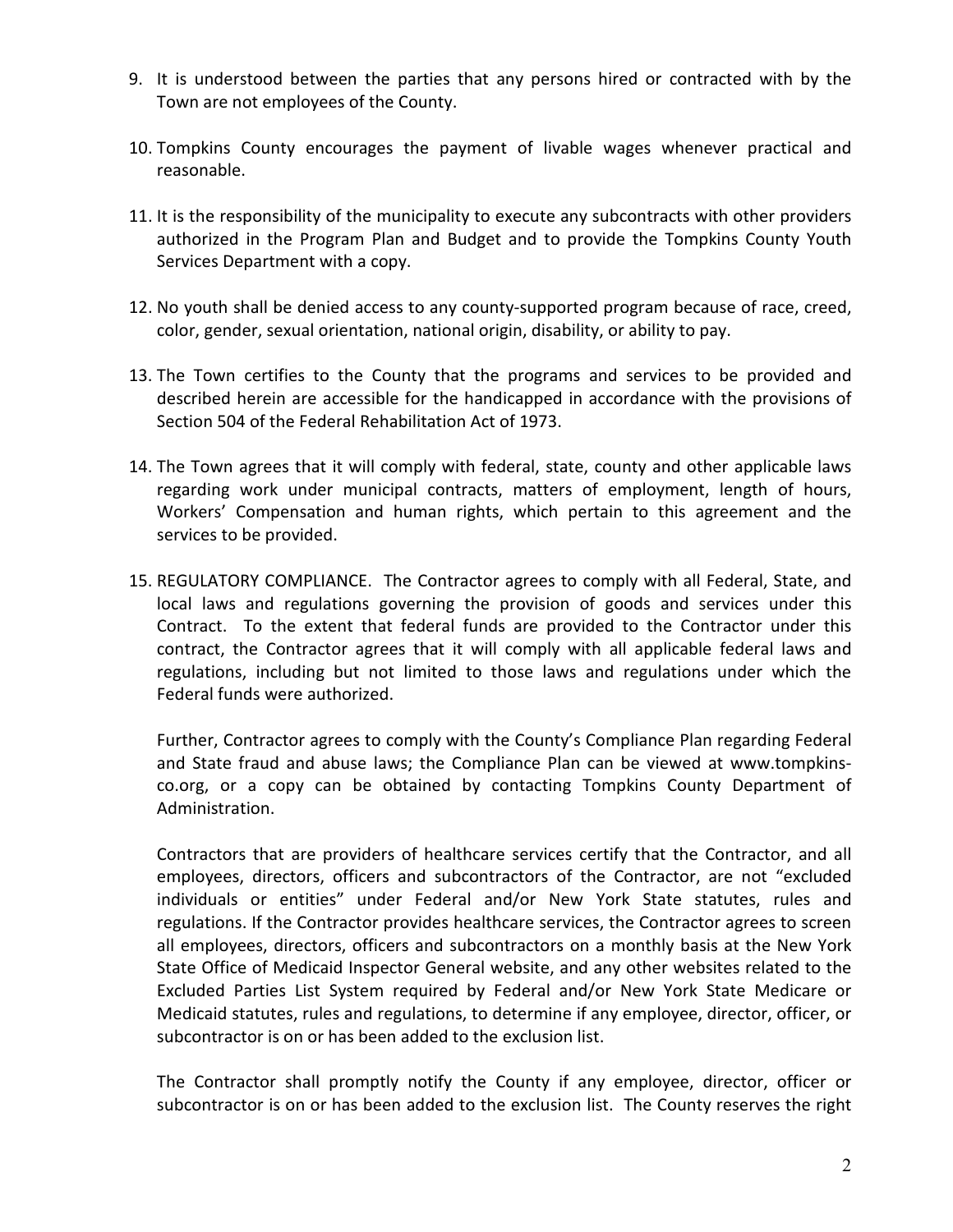9. It is understood between the parties that any persons hired or contracted with by the Town are not employees of the County.

10. Tompkins County encourages the payment of livable wages whenever practical and reasonable.

11. It is the responsibility of the municipality to execute any subcontracts with other providers authorized in the Program Plan and Budget and to provide the Tompkins County Youth Services Department with a copy.

12. No youth shall be denied access to any county-supported program because of race, creed, color, gender, sexual orientation, national origin, disability, or ability to pay.

13. The Town certifies to the County that the programs and services to be provided and described herein are accessible for the handicapped in accordance with the provisions of Section 504 of the Federal Rehabilitation Act of 1973.

14. The Town agrees that it will comply with federal, state, county and other applicable laws regarding work under municipal contracts, matters of employment, length of hours, Workers' Compensation and human rights, which pertain to this agreement and the services to be provided.

15. REGULATORY COMPLIANCE. The Contractor agrees to comply with all Federal, State, and local laws and regulations governing the provision of goods and services under this Contract. To the extent that federal funds are provided to the Contractor under this contract, the Contractor agrees that it will comply with all applicable federal laws and regulations, including but not limited to those laws and regulations under which the Federal funds were authorized.

    Further, Contractor agrees to comply with the County's Compliance Plan regarding Federal and State fraud and abuse laws; the Compliance Plan can be viewed at www.tompkins-co.org, or a copy can be obtained by contacting Tompkins County Department of Administration.

    Contractors that are providers of healthcare services certify that the Contractor, and all employees, directors, officers and subcontractors of the Contractor, are not "excluded individuals or entities" under Federal and/or New York State statutes, rules and regulations. If the Contractor provides healthcare services, the Contractor agrees to screen all employees, directors, officers and subcontractors on a monthly basis at the New York State Office of Medicaid Inspector General website, and any other websites related to the Excluded Parties List System required by Federal and/or New York State Medicare or Medicaid statutes, rules and regulations, to determine if any employee, director, officer, or subcontractor is on or has been added to the exclusion list.

    The Contractor shall promptly notify the County if any employee, director, officer or subcontractor is on or has been added to the exclusion list. The County reserves the right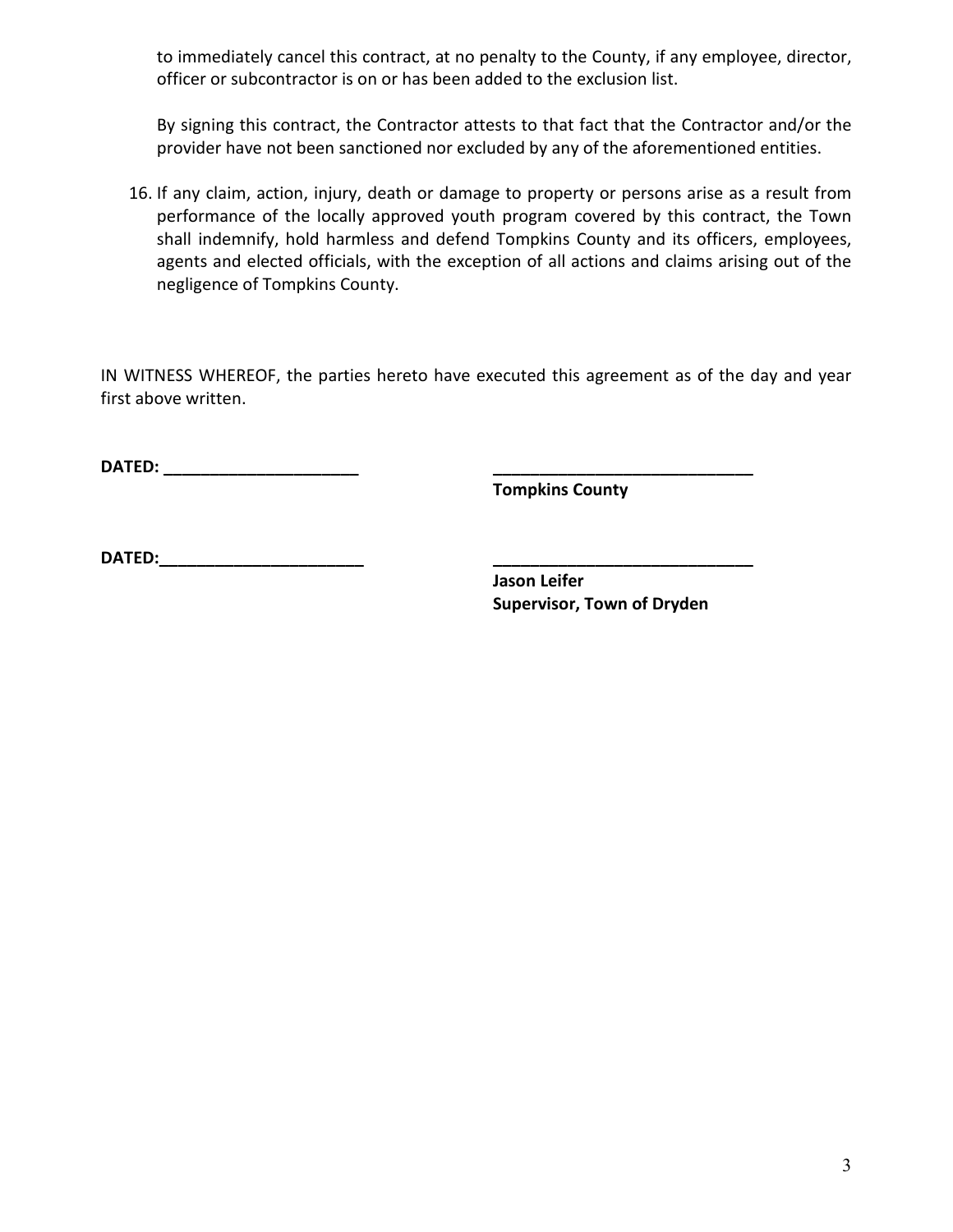to immediately cancel this contract, at no penalty to the County, if any employee, director, officer or subcontractor is on or has been added to the exclusion list.

By signing this contract, the Contractor attests to that fact that the Contractor and/or the provider have not been sanctioned nor excluded by any of the aforementioned entities.

16. If any claim, action, injury, death or damage to property or persons arise as a result from performance of the locally approved youth program covered by this contract, the Town shall indemnify, hold harmless and defend Tompkins County and its officers, employees, agents and elected officials, with the exception of all actions and claims arising out of the negligence of Tompkins County.

IN WITNESS WHEREOF, the parties hereto have executed this agreement as of the day and year first above written.

**DATED: _____________________** **____________________________**
**Tompkins County**

**DATED:______________________** **____________________________**
**Jason Leifer**
**Supervisor, Town of Dryden**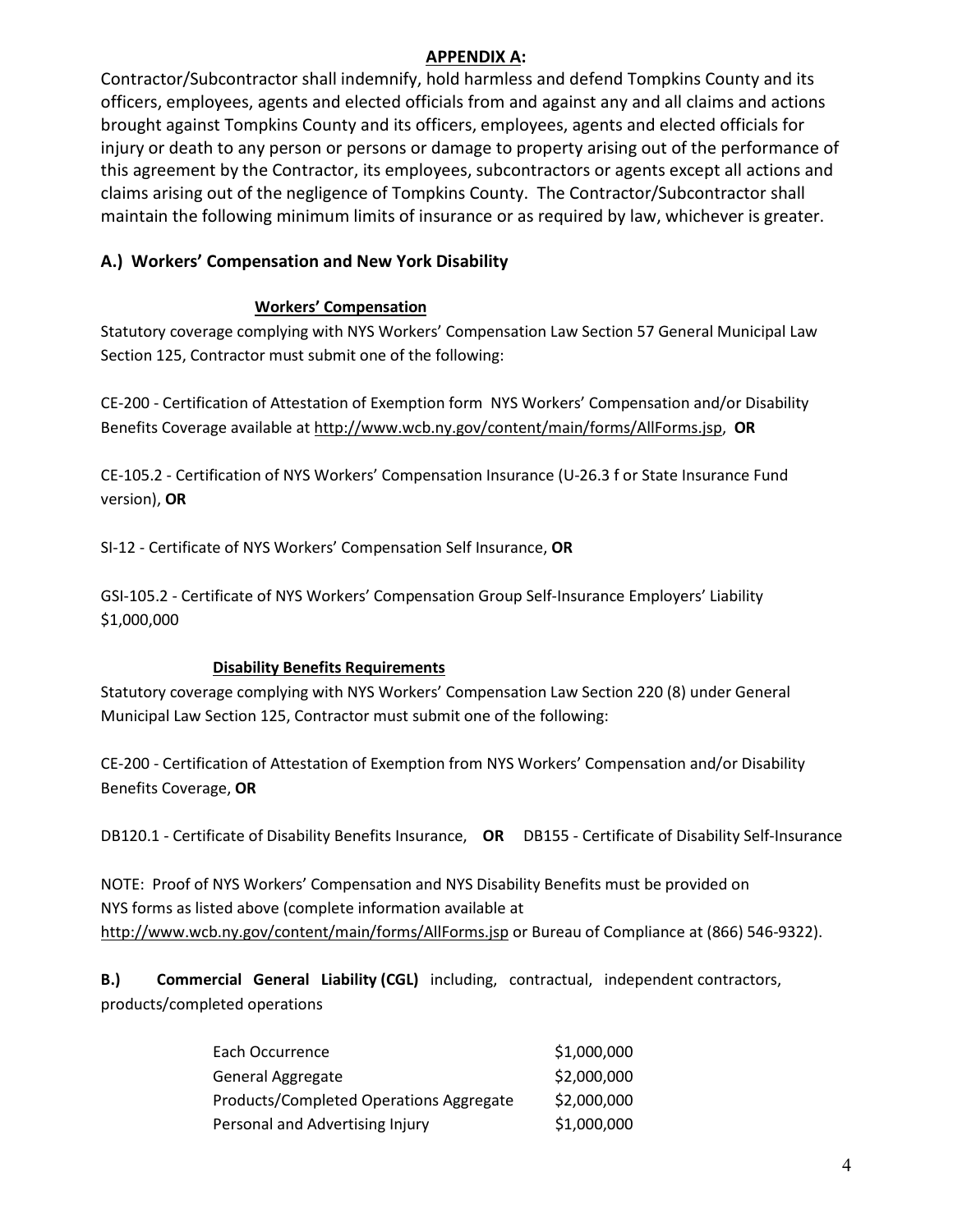## APPENDIX A:

Contractor/Subcontractor shall indemnify, hold harmless and defend Tompkins County and its officers, employees, agents and elected officials from and against any and all claims and actions brought against Tompkins County and its officers, employees, agents and elected officials for injury or death to any person or persons or damage to property arising out of the performance of this agreement by the Contractor, its employees, subcontractors or agents except all actions and claims arising out of the negligence of Tompkins County. The Contractor/Subcontractor shall maintain the following minimum limits of insurance or as required by law, whichever is greater.

### A.) Workers' Compensation and New York Disability

**Workers' Compensation**

Statutory coverage complying with NYS Workers' Compensation Law Section 57 General Municipal Law Section 125, Contractor must submit one of the following:

CE-200 - Certification of Attestation of Exemption form NYS Workers' Compensation and/or Disability Benefits Coverage available at http://www.wcb.ny.gov/content/main/forms/AllForms.jsp, **OR**

CE-105.2 - Certification of NYS Workers' Compensation Insurance (U-26.3 f or State Insurance Fund version), **OR**

SI-12 - Certificate of NYS Workers' Compensation Self Insurance, **OR**

GSI-105.2 - Certificate of NYS Workers' Compensation Group Self-Insurance Employers' Liability $1,000,000

**Disability Benefits Requirements**

Statutory coverage complying with NYS Workers' Compensation Law Section 220 (8) under General Municipal Law Section 125, Contractor must submit one of the following:

CE-200 - Certification of Attestation of Exemption from NYS Workers' Compensation and/or Disability Benefits Coverage, **OR**

DB120.1 - Certificate of Disability Benefits Insurance, **OR** DB155 - Certificate of Disability Self-Insurance

NOTE: Proof of NYS Workers' Compensation and NYS Disability Benefits must be provided on NYS forms as listed above (complete information available at http://www.wcb.ny.gov/content/main/forms/AllForms.jsp or Bureau of Compliance at (866) 546-9322).

**B.) Commercial General Liability (CGL)** including, contractual, independent contractors, products/completed operations

| | |
|---|---|
| Each Occurrence | $1,000,000 |
| General Aggregate | $2,000,000 |
| Products/Completed Operations Aggregate | $2,000,000 |
| Personal and Advertising Injury | $1,000,000 |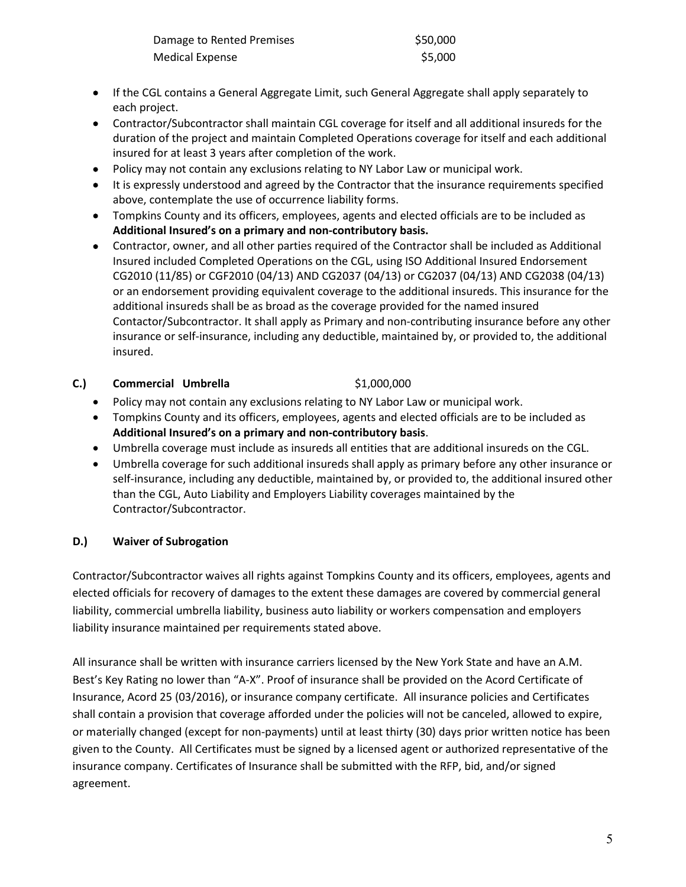| | |
|---|---|
| Damage to Rented Premises | \$50,000 |
| Medical Expense | \$5,000 |

- If the CGL contains a General Aggregate Limit, such General Aggregate shall apply separately to each project.
- Contractor/Subcontractor shall maintain CGL coverage for itself and all additional insureds for the duration of the project and maintain Completed Operations coverage for itself and each additional insured for at least 3 years after completion of the work.
- Policy may not contain any exclusions relating to NY Labor Law or municipal work.
- It is expressly understood and agreed by the Contractor that the insurance requirements specified above, contemplate the use of occurrence liability forms.
- Tompkins County and its officers, employees, agents and elected officials are to be included as **Additional Insured's on a primary and non-contributory basis.**
- Contractor, owner, and all other parties required of the Contractor shall be included as Additional Insured included Completed Operations on the CGL, using ISO Additional Insured Endorsement CG2010 (11/85) or CGF2010 (04/13) AND CG2037 (04/13) or CG2037 (04/13) AND CG2038 (04/13) or an endorsement providing equivalent coverage to the additional insureds. This insurance for the additional insureds shall be as broad as the coverage provided for the named insured Contactor/Subcontractor. It shall apply as Primary and non-contributing insurance before any other insurance or self-insurance, including any deductible, maintained by, or provided to, the additional insured.

**C.) Commercial Umbrella** \$1,000,000

- Policy may not contain any exclusions relating to NY Labor Law or municipal work.
- Tompkins County and its officers, employees, agents and elected officials are to be included as **Additional Insured's on a primary and non-contributory basis**.
- Umbrella coverage must include as insureds all entities that are additional insureds on the CGL.
- Umbrella coverage for such additional insureds shall apply as primary before any other insurance or self-insurance, including any deductible, maintained by, or provided to, the additional insured other than the CGL, Auto Liability and Employers Liability coverages maintained by the Contractor/Subcontractor.

**D.) Waiver of Subrogation**

Contractor/Subcontractor waives all rights against Tompkins County and its officers, employees, agents and elected officials for recovery of damages to the extent these damages are covered by commercial general liability, commercial umbrella liability, business auto liability or workers compensation and employers liability insurance maintained per requirements stated above.

All insurance shall be written with insurance carriers licensed by the New York State and have an A.M. Best's Key Rating no lower than "A-X". Proof of insurance shall be provided on the Acord Certificate of Insurance, Acord 25 (03/2016), or insurance company certificate. All insurance policies and Certificates shall contain a provision that coverage afforded under the policies will not be canceled, allowed to expire, or materially changed (except for non-payments) until at least thirty (30) days prior written notice has been given to the County. All Certificates must be signed by a licensed agent or authorized representative of the insurance company. Certificates of Insurance shall be submitted with the RFP, bid, and/or signed agreement.